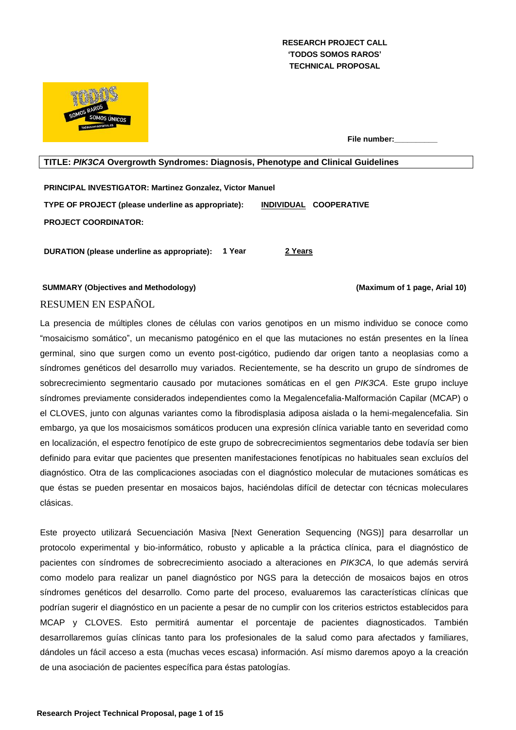**RESEARCH PROJECT CALL**
**'TODOS SOMOS RAROS'**
**TECHNICAL PROPOSAL**

**File number:__________**

**TITLE:** ***PIK3CA*** **Overgrowth Syndromes: Diagnosis, Phenotype and Clinical Guidelines**

**PRINCIPAL INVESTIGATOR: Martinez Gonzalez, Victor Manuel**

**TYPE OF PROJECT (please underline as appropriate):** <u>**INDIVIDUAL**</u> **COOPERATIVE**

**PROJECT COORDINATOR:**

**DURATION (please underline as appropriate):** **1 Year** <u>**2 Years**</u>

**SUMMARY (Objectives and Methodology)** **(Maximum of 1 page, Arial 10)**

## RESUMEN EN ESPAÑOL

La presencia de múltiples clones de células con varios genotipos en un mismo individuo se conoce como "mosaicismo somático", un mecanismo patogénico en el que las mutaciones no están presentes en la línea germinal, sino que surgen como un evento post-cigótico, pudiendo dar origen tanto a neoplasias como a síndromes genéticos del desarrollo muy variados. Recientemente, se ha descrito un grupo de síndromes de sobrecrecimiento segmentario causado por mutaciones somáticas en el gen *PIK3CA*. Este grupo incluye síndromes previamente considerados independientes como la Megalencefalia-Malformación Capilar (MCAP) o el CLOVES, junto con algunas variantes como la fibrodisplasia adiposa aislada o la hemi-megalencefalia. Sin embargo, ya que los mosaicismos somáticos producen una expresión clínica variable tanto en severidad como en localización, el espectro fenotípico de este grupo de sobrecrecimientos segmentarios debe todavía ser bien definido para evitar que pacientes que presenten manifestaciones fenotípicas no habituales sean excluíos del diagnóstico. Otra de las complicaciones asociadas con el diagnóstico molecular de mutaciones somáticas es que éstas se pueden presentar en mosaicos bajos, haciéndolas difícil de detectar con técnicas moleculares clásicas.

Este proyecto utilizará Secuenciación Masiva [Next Generation Sequencing (NGS)] para desarrollar un protocolo experimental y bio-informático, robusto y aplicable a la práctica clínica, para el diagnóstico de pacientes con síndromes de sobrecrecimiento asociado a alteraciones en *PIK3CA*, lo que además servirá como modelo para realizar un panel diagnóstico por NGS para la detección de mosaicos bajos en otros síndromes genéticos del desarrollo. Como parte del proceso, evaluaremos las características clínicas que podrían sugerir el diagnóstico en un paciente a pesar de no cumplir con los criterios estrictos establecidos para MCAP y CLOVES. Esto permitirá aumentar el porcentaje de pacientes diagnosticados. También desarrollaremos guías clínicas tanto para los profesionales de la salud como para afectados y familiares, dándoles un fácil acceso a esta (muchas veces escasa) información. Así mismo daremos apoyo a la creación de una asociación de pacientes específica para éstas patologías.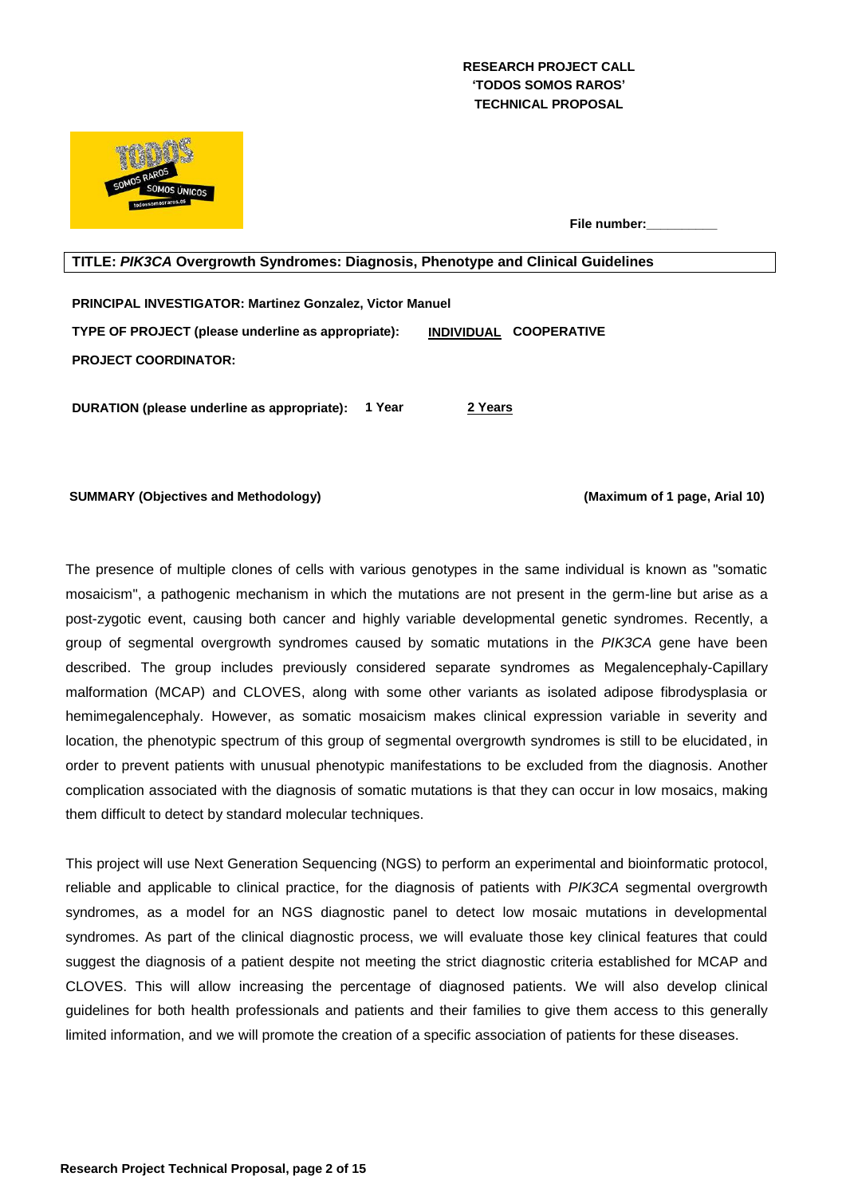**RESEARCH PROJECT CALL**
**'TODOS SOMOS RAROS'**
**TECHNICAL PROPOSAL**

**File number:**__________

**TITLE: *PIK3CA* Overgrowth Syndromes: Diagnosis, Phenotype and Clinical Guidelines**

**PRINCIPAL INVESTIGATOR: Martinez Gonzalez, Victor Manuel**

**TYPE OF PROJECT (please underline as appropriate):** <u>**INDIVIDUAL**</u> **COOPERATIVE**

**PROJECT COORDINATOR:**

**DURATION (please underline as appropriate):** **1 Year** <u>**2 Years**</u>

**SUMMARY (Objectives and Methodology)** **(Maximum of 1 page, Arial 10)**

The presence of multiple clones of cells with various genotypes in the same individual is known as "somatic mosaicism", a pathogenic mechanism in which the mutations are not present in the germ-line but arise as a post-zygotic event, causing both cancer and highly variable developmental genetic syndromes. Recently, a group of segmental overgrowth syndromes caused by somatic mutations in the *PIK3CA* gene have been described. The group includes previously considered separate syndromes as Megalencephaly-Capillary malformation (MCAP) and CLOVES, along with some other variants as isolated adipose fibrodysplasia or hemimegalencephaly. However, as somatic mosaicism makes clinical expression variable in severity and location, the phenotypic spectrum of this group of segmental overgrowth syndromes is still to be elucidated, in order to prevent patients with unusual phenotypic manifestations to be excluded from the diagnosis. Another complication associated with the diagnosis of somatic mutations is that they can occur in low mosaics, making them difficult to detect by standard molecular techniques.

This project will use Next Generation Sequencing (NGS) to perform an experimental and bioinformatic protocol, reliable and applicable to clinical practice, for the diagnosis of patients with *PIK3CA* segmental overgrowth syndromes, as a model for an NGS diagnostic panel to detect low mosaic mutations in developmental syndromes. As part of the clinical diagnostic process, we will evaluate those key clinical features that could suggest the diagnosis of a patient despite not meeting the strict diagnostic criteria established for MCAP and CLOVES. This will allow increasing the percentage of diagnosed patients. We will also develop clinical guidelines for both health professionals and patients and their families to give them access to this generally limited information, and we will promote the creation of a specific association of patients for these diseases.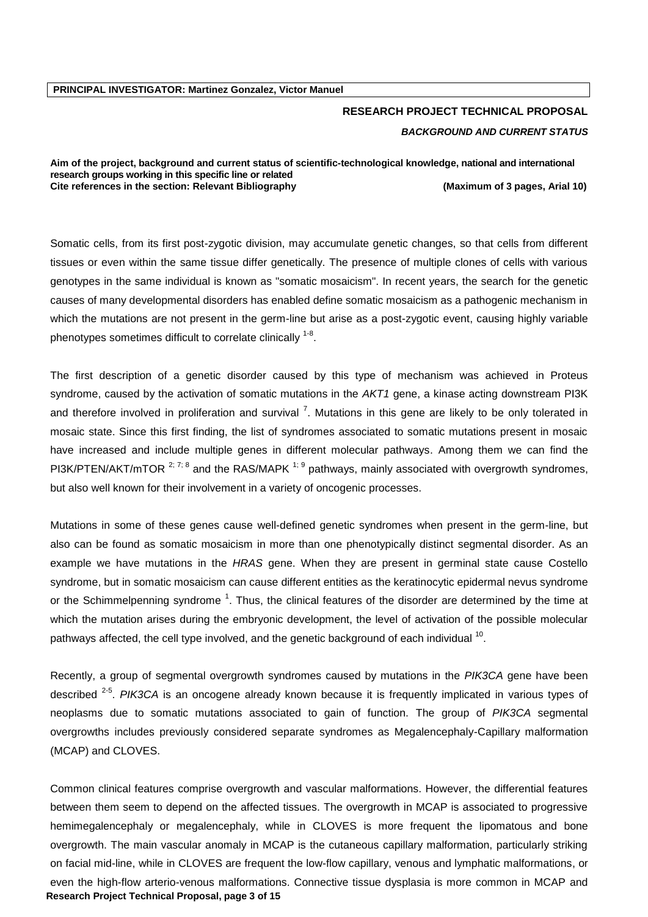**PRINCIPAL INVESTIGATOR: Martinez Gonzalez, Victor Manuel**

**RESEARCH PROJECT TECHNICAL PROPOSAL**

***BACKGROUND AND CURRENT STATUS***

**Aim of the project, background and current status of scientific-technological knowledge, national and international research groups working in this specific line or related**
**Cite references in the section: Relevant Bibliography** **(Maximum of 3 pages, Arial 10)**

Somatic cells, from its first post-zygotic division, may accumulate genetic changes, so that cells from different tissues or even within the same tissue differ genetically. The presence of multiple clones of cells with various genotypes in the same individual is known as "somatic mosaicism". In recent years, the search for the genetic causes of many developmental disorders has enabled define somatic mosaicism as a pathogenic mechanism in which the mutations are not present in the germ-line but arise as a post-zygotic event, causing highly variable phenotypes sometimes difficult to correlate clinically [1-8].

The first description of a genetic disorder caused by this type of mechanism was achieved in Proteus syndrome, caused by the activation of somatic mutations in the *AKT1* gene, a kinase acting downstream PI3K and therefore involved in proliferation and survival [7]. Mutations in this gene are likely to be only tolerated in mosaic state. Since this first finding, the list of syndromes associated to somatic mutations present in mosaic have increased and include multiple genes in different molecular pathways. Among them we can find the PI3K/PTEN/AKT/mTOR [2; 7; 8] and the RAS/MAPK [1; 9] pathways, mainly associated with overgrowth syndromes, but also well known for their involvement in a variety of oncogenic processes.

Mutations in some of these genes cause well-defined genetic syndromes when present in the germ-line, but also can be found as somatic mosaicism in more than one phenotypically distinct segmental disorder. As an example we have mutations in the *HRAS* gene. When they are present in germinal state cause Costello syndrome, but in somatic mosaicism can cause different entities as the keratinocytic epidermal nevus syndrome or the Schimmelpenning syndrome [1]. Thus, the clinical features of the disorder are determined by the time at which the mutation arises during the embryonic development, the level of activation of the possible molecular pathways affected, the cell type involved, and the genetic background of each individual [10].

Recently, a group of segmental overgrowth syndromes caused by mutations in the *PIK3CA* gene have been described [2-5]. *PIK3CA* is an oncogene already known because it is frequently implicated in various types of neoplasms due to somatic mutations associated to gain of function. The group of *PIK3CA* segmental overgrowths includes previously considered separate syndromes as Megalencephaly-Capillary malformation (MCAP) and CLOVES.

Common clinical features comprise overgrowth and vascular malformations. However, the differential features between them seem to depend on the affected tissues. The overgrowth in MCAP is associated to progressive hemimegalencephaly or megalencephaly, while in CLOVES is more frequent the lipomatous and bone overgrowth. The main vascular anomaly in MCAP is the cutaneous capillary malformation, particularly striking on facial mid-line, while in CLOVES are frequent the low-flow capillary, venous and lymphatic malformations, or even the high-flow arterio-venous malformations. Connective tissue dysplasia is more common in MCAP and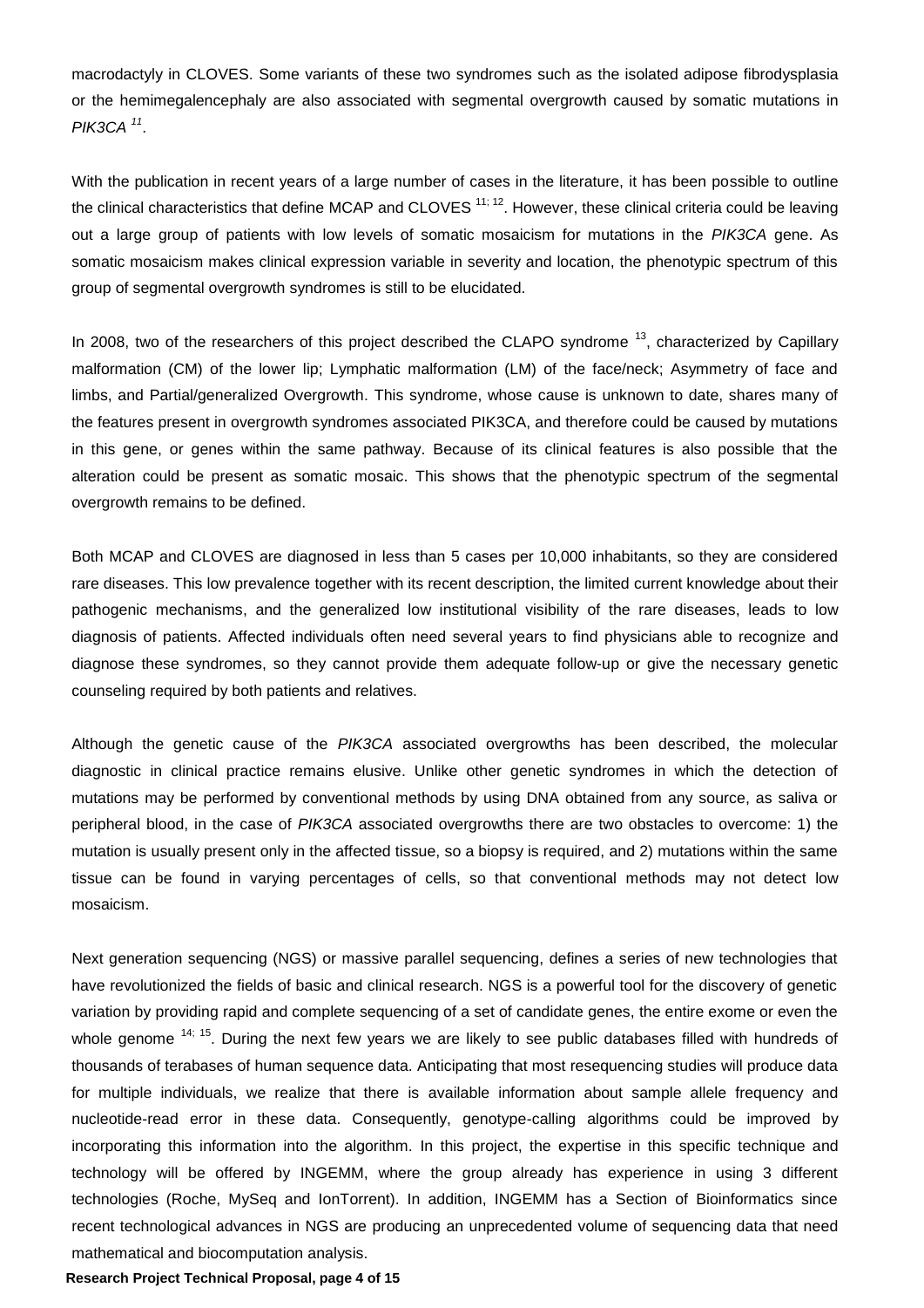macrodactyly in CLOVES. Some variants of these two syndromes such as the isolated adipose fibrodysplasia or the hemimegalencephaly are also associated with segmental overgrowth caused by somatic mutations in *PIK3CA* [11].

With the publication in recent years of a large number of cases in the literature, it has been possible to outline the clinical characteristics that define MCAP and CLOVES [11; 12]. However, these clinical criteria could be leaving out a large group of patients with low levels of somatic mosaicism for mutations in the *PIK3CA* gene. As somatic mosaicism makes clinical expression variable in severity and location, the phenotypic spectrum of this group of segmental overgrowth syndromes is still to be elucidated.

In 2008, two of the researchers of this project described the CLAPO syndrome [13], characterized by Capillary malformation (CM) of the lower lip; Lymphatic malformation (LM) of the face/neck; Asymmetry of face and limbs, and Partial/generalized Overgrowth. This syndrome, whose cause is unknown to date, shares many of the features present in overgrowth syndromes associated PIK3CA, and therefore could be caused by mutations in this gene, or genes within the same pathway. Because of its clinical features is also possible that the alteration could be present as somatic mosaic. This shows that the phenotypic spectrum of the segmental overgrowth remains to be defined.

Both MCAP and CLOVES are diagnosed in less than 5 cases per 10,000 inhabitants, so they are considered rare diseases. This low prevalence together with its recent description, the limited current knowledge about their pathogenic mechanisms, and the generalized low institutional visibility of the rare diseases, leads to low diagnosis of patients. Affected individuals often need several years to find physicians able to recognize and diagnose these syndromes, so they cannot provide them adequate follow-up or give the necessary genetic counseling required by both patients and relatives.

Although the genetic cause of the *PIK3CA* associated overgrowths has been described, the molecular diagnostic in clinical practice remains elusive. Unlike other genetic syndromes in which the detection of mutations may be performed by conventional methods by using DNA obtained from any source, as saliva or peripheral blood, in the case of *PIK3CA* associated overgrowths there are two obstacles to overcome: 1) the mutation is usually present only in the affected tissue, so a biopsy is required, and 2) mutations within the same tissue can be found in varying percentages of cells, so that conventional methods may not detect low mosaicism.

Next generation sequencing (NGS) or massive parallel sequencing, defines a series of new technologies that have revolutionized the fields of basic and clinical research. NGS is a powerful tool for the discovery of genetic variation by providing rapid and complete sequencing of a set of candidate genes, the entire exome or even the whole genome [14; 15]. During the next few years we are likely to see public databases filled with hundreds of thousands of terabases of human sequence data. Anticipating that most resequencing studies will produce data for multiple individuals, we realize that there is available information about sample allele frequency and nucleotide-read error in these data. Consequently, genotype-calling algorithms could be improved by incorporating this information into the algorithm. In this project, the expertise in this specific technique and technology will be offered by INGEMM, where the group already has experience in using 3 different technologies (Roche, MySeq and IonTorrent). In addition, INGEMM has a Section of Bioinformatics since recent technological advances in NGS are producing an unprecedented volume of sequencing data that need mathematical and biocomputation analysis.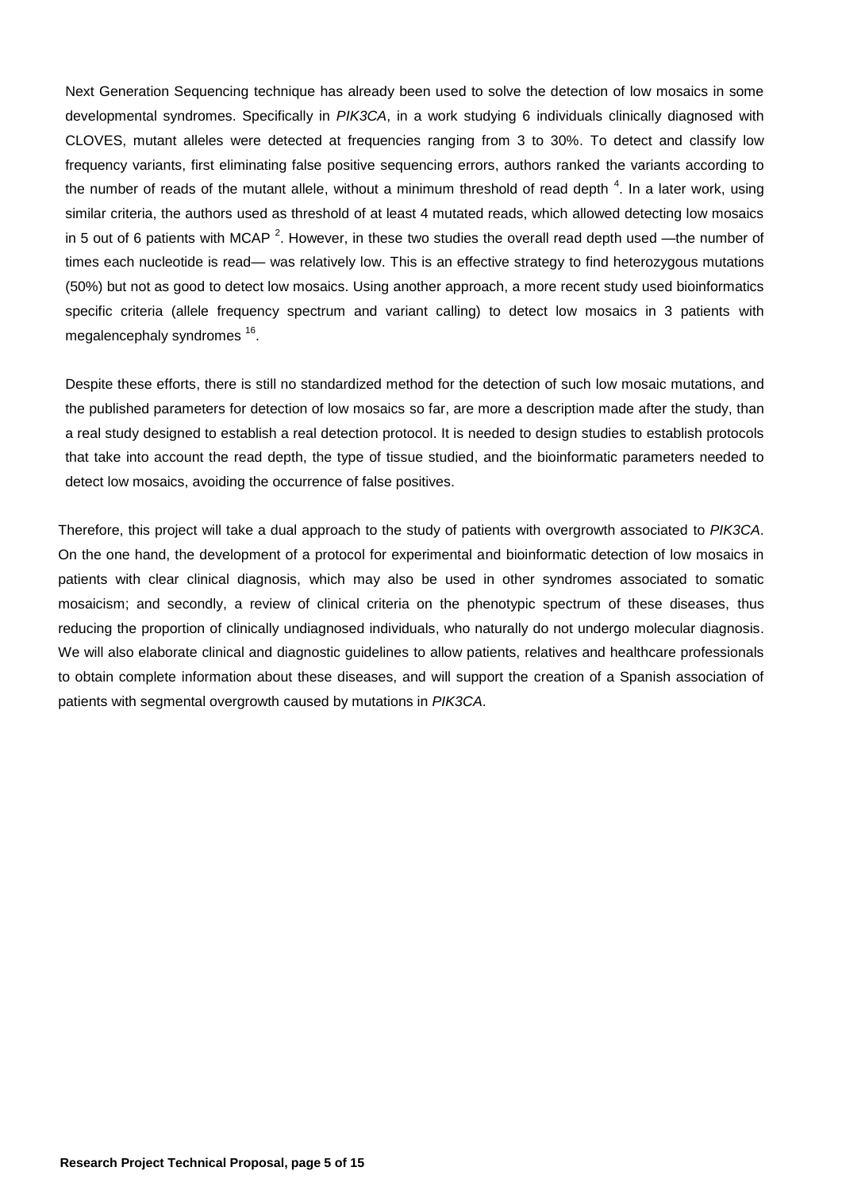Next Generation Sequencing technique has already been used to solve the detection of low mosaics in some developmental syndromes. Specifically in *PIK3CA*, in a work studying 6 individuals clinically diagnosed with CLOVES, mutant alleles were detected at frequencies ranging from 3 to 30%. To detect and classify low frequency variants, first eliminating false positive sequencing errors, authors ranked the variants according to the number of reads of the mutant allele, without a minimum threshold of read depth [4]. In a later work, using similar criteria, the authors used as threshold of at least 4 mutated reads, which allowed detecting low mosaics in 5 out of 6 patients with MCAP [2]. However, in these two studies the overall read depth used —the number of times each nucleotide is read— was relatively low. This is an effective strategy to find heterozygous mutations (50%) but not as good to detect low mosaics. Using another approach, a more recent study used bioinformatics specific criteria (allele frequency spectrum and variant calling) to detect low mosaics in 3 patients with megalencephaly syndromes [16].

Despite these efforts, there is still no standardized method for the detection of such low mosaic mutations, and the published parameters for detection of low mosaics so far, are more a description made after the study, than a real study designed to establish a real detection protocol. It is needed to design studies to establish protocols that take into account the read depth, the type of tissue studied, and the bioinformatic parameters needed to detect low mosaics, avoiding the occurrence of false positives.

Therefore, this project will take a dual approach to the study of patients with overgrowth associated to *PIK3CA*. On the one hand, the development of a protocol for experimental and bioinformatic detection of low mosaics in patients with clear clinical diagnosis, which may also be used in other syndromes associated to somatic mosaicism; and secondly, a review of clinical criteria on the phenotypic spectrum of these diseases, thus reducing the proportion of clinically undiagnosed individuals, who naturally do not undergo molecular diagnosis. We will also elaborate clinical and diagnostic guidelines to allow patients, relatives and healthcare professionals to obtain complete information about these diseases, and will support the creation of a Spanish association of patients with segmental overgrowth caused by mutations in *PIK3CA*.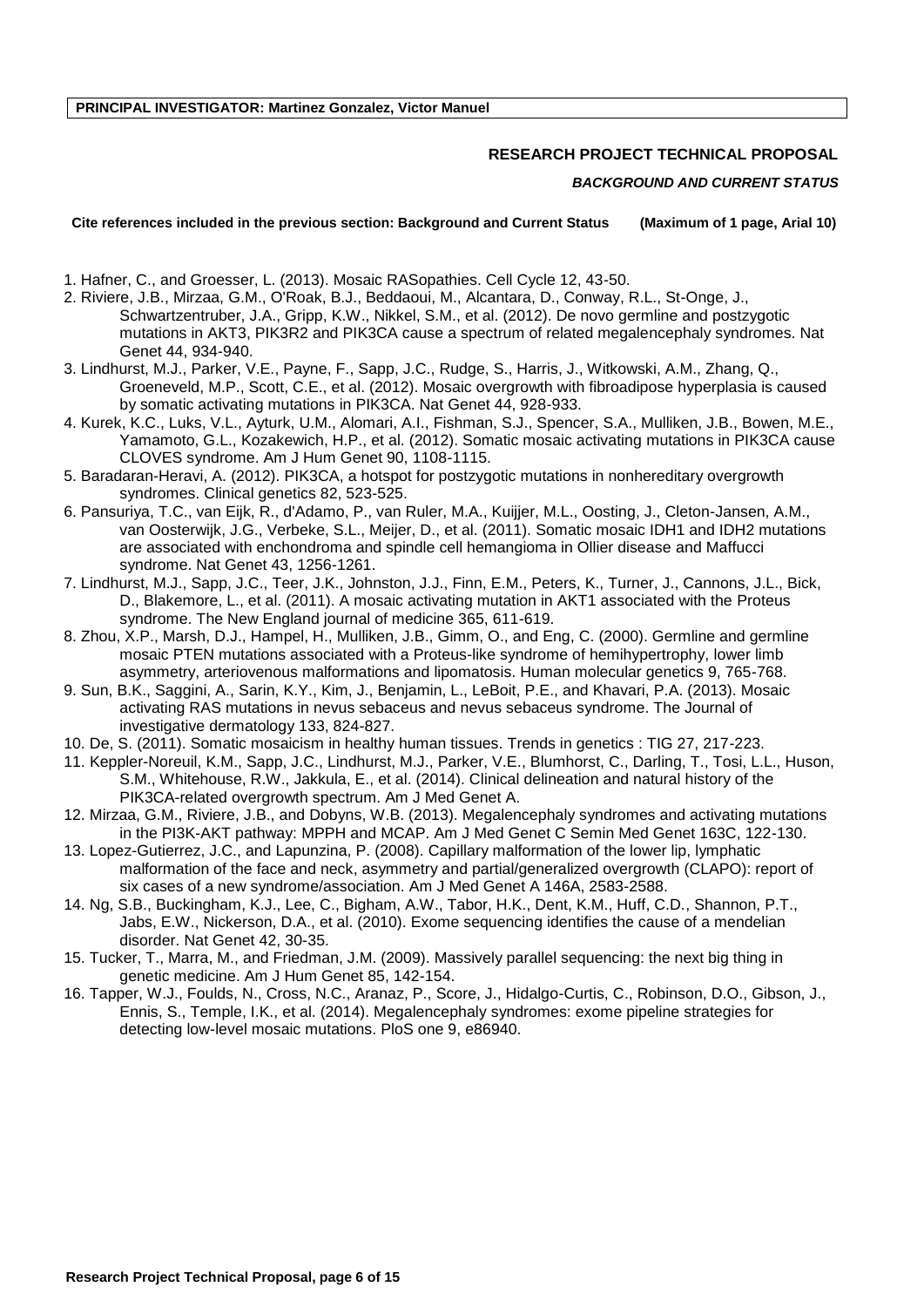**PRINCIPAL INVESTIGATOR: Martinez Gonzalez, Victor Manuel**

**RESEARCH PROJECT TECHNICAL PROPOSAL**

***BACKGROUND AND CURRENT STATUS***

**Cite references included in the previous section: Background and Current Status (Maximum of 1 page, Arial 10)**

1. Hafner, C., and Groesser, L. (2013). Mosaic RASopathies. Cell Cycle 12, 43-50.
2. Riviere, J.B., Mirzaa, G.M., O'Roak, B.J., Beddaoui, M., Alcantara, D., Conway, R.L., St-Onge, J., Schwartzentruber, J.A., Gripp, K.W., Nikkel, S.M., et al. (2012). De novo germline and postzygotic mutations in AKT3, PIK3R2 and PIK3CA cause a spectrum of related megalencephaly syndromes. Nat Genet 44, 934-940.
3. Lindhurst, M.J., Parker, V.E., Payne, F., Sapp, J.C., Rudge, S., Harris, J., Witkowski, A.M., Zhang, Q., Groeneveld, M.P., Scott, C.E., et al. (2012). Mosaic overgrowth with fibroadipose hyperplasia is caused by somatic activating mutations in PIK3CA. Nat Genet 44, 928-933.
4. Kurek, K.C., Luks, V.L., Ayturk, U.M., Alomari, A.I., Fishman, S.J., Spencer, S.A., Mulliken, J.B., Bowen, M.E., Yamamoto, G.L., Kozakewich, H.P., et al. (2012). Somatic mosaic activating mutations in PIK3CA cause CLOVES syndrome. Am J Hum Genet 90, 1108-1115.
5. Baradaran-Heravi, A. (2012). PIK3CA, a hotspot for postzygotic mutations in nonhereditary overgrowth syndromes. Clinical genetics 82, 523-525.
6. Pansuriya, T.C., van Eijk, R., d'Adamo, P., van Ruler, M.A., Kuijjer, M.L., Oosting, J., Cleton-Jansen, A.M., van Oosterwijk, J.G., Verbeke, S.L., Meijer, D., et al. (2011). Somatic mosaic IDH1 and IDH2 mutations are associated with enchondroma and spindle cell hemangioma in Ollier disease and Maffucci syndrome. Nat Genet 43, 1256-1261.
7. Lindhurst, M.J., Sapp, J.C., Teer, J.K., Johnston, J.J., Finn, E.M., Peters, K., Turner, J., Cannons, J.L., Bick, D., Blakemore, L., et al. (2011). A mosaic activating mutation in AKT1 associated with the Proteus syndrome. The New England journal of medicine 365, 611-619.
8. Zhou, X.P., Marsh, D.J., Hampel, H., Mulliken, J.B., Gimm, O., and Eng, C. (2000). Germline and germline mosaic PTEN mutations associated with a Proteus-like syndrome of hemihypertrophy, lower limb asymmetry, arteriovenous malformations and lipomatosis. Human molecular genetics 9, 765-768.
9. Sun, B.K., Saggini, A., Sarin, K.Y., Kim, J., Benjamin, L., LeBoit, P.E., and Khavari, P.A. (2013). Mosaic activating RAS mutations in nevus sebaceus and nevus sebaceus syndrome. The Journal of investigative dermatology 133, 824-827.
10. De, S. (2011). Somatic mosaicism in healthy human tissues. Trends in genetics : TIG 27, 217-223.
11. Keppler-Noreuil, K.M., Sapp, J.C., Lindhurst, M.J., Parker, V.E., Blumhorst, C., Darling, T., Tosi, L.L., Huson, S.M., Whitehouse, R.W., Jakkula, E., et al. (2014). Clinical delineation and natural history of the PIK3CA-related overgrowth spectrum. Am J Med Genet A.
12. Mirzaa, G.M., Riviere, J.B., and Dobyns, W.B. (2013). Megalencephaly syndromes and activating mutations in the PI3K-AKT pathway: MPPH and MCAP. Am J Med Genet C Semin Med Genet 163C, 122-130.
13. Lopez-Gutierrez, J.C., and Lapunzina, P. (2008). Capillary malformation of the lower lip, lymphatic malformation of the face and neck, asymmetry and partial/generalized overgrowth (CLAPO): report of six cases of a new syndrome/association. Am J Med Genet A 146A, 2583-2588.
14. Ng, S.B., Buckingham, K.J., Lee, C., Bigham, A.W., Tabor, H.K., Dent, K.M., Huff, C.D., Shannon, P.T., Jabs, E.W., Nickerson, D.A., et al. (2010). Exome sequencing identifies the cause of a mendelian disorder. Nat Genet 42, 30-35.
15. Tucker, T., Marra, M., and Friedman, J.M. (2009). Massively parallel sequencing: the next big thing in genetic medicine. Am J Hum Genet 85, 142-154.
16. Tapper, W.J., Foulds, N., Cross, N.C., Aranaz, P., Score, J., Hidalgo-Curtis, C., Robinson, D.O., Gibson, J., Ennis, S., Temple, I.K., et al. (2014). Megalencephaly syndromes: exome pipeline strategies for detecting low-level mosaic mutations. PloS one 9, e86940.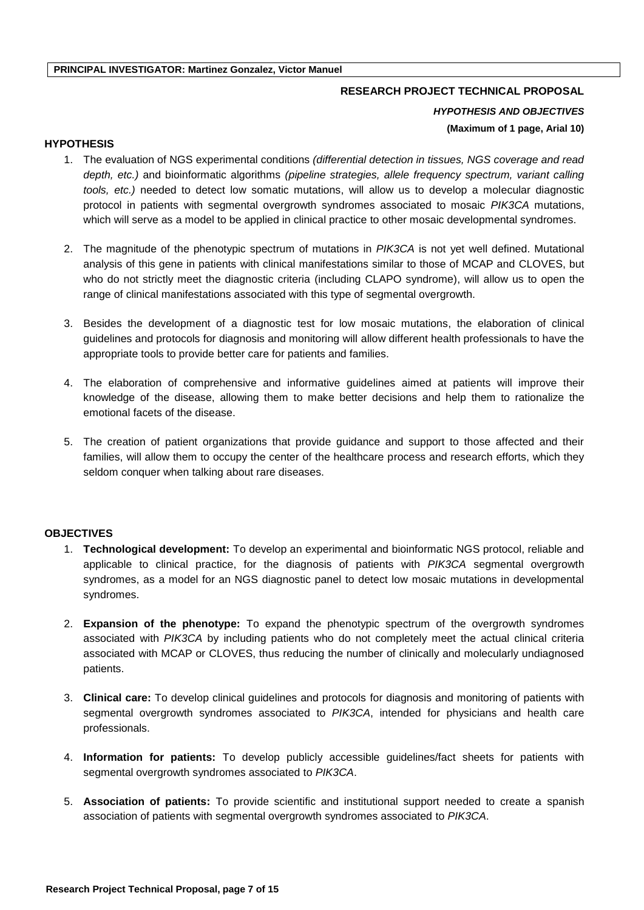**PRINCIPAL INVESTIGATOR: Martinez Gonzalez, Victor Manuel**

**RESEARCH PROJECT TECHNICAL PROPOSAL**

***HYPOTHESIS AND OBJECTIVES***

**(Maximum of 1 page, Arial 10)**

## HYPOTHESIS

1. The evaluation of NGS experimental conditions *(differential detection in tissues, NGS coverage and read depth, etc.)* and bioinformatic algorithms *(pipeline strategies, allele frequency spectrum, variant calling tools, etc.)* needed to detect low somatic mutations, will allow us to develop a molecular diagnostic protocol in patients with segmental overgrowth syndromes associated to mosaic *PIK3CA* mutations, which will serve as a model to be applied in clinical practice to other mosaic developmental syndromes.

2. The magnitude of the phenotypic spectrum of mutations in *PIK3CA* is not yet well defined. Mutational analysis of this gene in patients with clinical manifestations similar to those of MCAP and CLOVES, but who do not strictly meet the diagnostic criteria (including CLAPO syndrome), will allow us to open the range of clinical manifestations associated with this type of segmental overgrowth.

3. Besides the development of a diagnostic test for low mosaic mutations, the elaboration of clinical guidelines and protocols for diagnosis and monitoring will allow different health professionals to have the appropriate tools to provide better care for patients and families.

4. The elaboration of comprehensive and informative guidelines aimed at patients will improve their knowledge of the disease, allowing them to make better decisions and help them to rationalize the emotional facets of the disease.

5. The creation of patient organizations that provide guidance and support to those affected and their families, will allow them to occupy the center of the healthcare process and research efforts, which they seldom conquer when talking about rare diseases.

## OBJECTIVES

1. **Technological development:** To develop an experimental and bioinformatic NGS protocol, reliable and applicable to clinical practice, for the diagnosis of patients with *PIK3CA* segmental overgrowth syndromes, as a model for an NGS diagnostic panel to detect low mosaic mutations in developmental syndromes.

2. **Expansion of the phenotype:** To expand the phenotypic spectrum of the overgrowth syndromes associated with *PIK3CA* by including patients who do not completely meet the actual clinical criteria associated with MCAP or CLOVES, thus reducing the number of clinically and molecularly undiagnosed patients.

3. **Clinical care:** To develop clinical guidelines and protocols for diagnosis and monitoring of patients with segmental overgrowth syndromes associated to *PIK3CA*, intended for physicians and health care professionals.

4. **Information for patients:** To develop publicly accessible guidelines/fact sheets for patients with segmental overgrowth syndromes associated to *PIK3CA*.

5. **Association of patients:** To provide scientific and institutional support needed to create a spanish association of patients with segmental overgrowth syndromes associated to *PIK3CA*.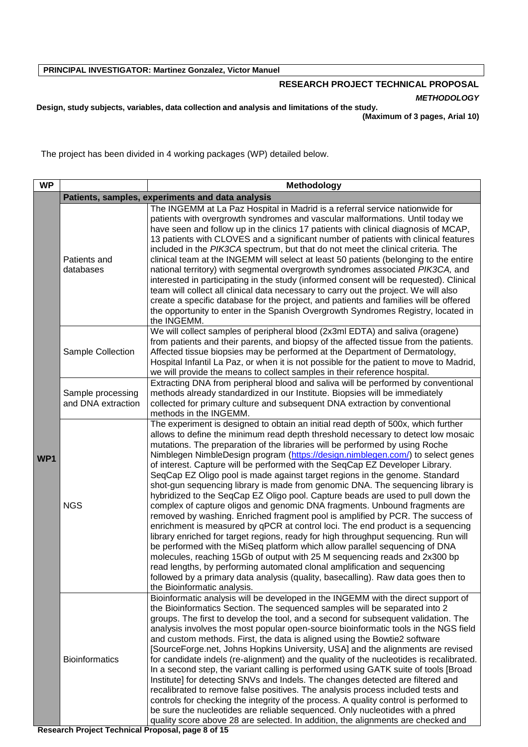**PRINCIPAL INVESTIGATOR: Martinez Gonzalez, Victor Manuel**

**RESEARCH PROJECT TECHNICAL PROPOSAL**

***METHODOLOGY***

**Design, study subjects, variables, data collection and analysis and limitations of the study.**

**(Maximum of 3 pages, Arial 10)**

The project has been divided in 4 working packages (WP) detailed below.

| WP | | Methodology |
|---|---|---|
| | **Patients, samples, experiments and data analysis** | |
| **WP1** | Patients and databases | The INGEMM at La Paz Hospital in Madrid is a referral service nationwide for patients with overgrowth syndromes and vascular malformations. Until today we have seen and follow up in the clinics 17 patients with clinical diagnosis of MCAP, 13 patients with CLOVES and a significant number of patients with clinical features included in the *PIK3CA* spectrum, but that do not meet the clinical criteria. The clinical team at the INGEMM will select at least 50 patients (belonging to the entire national territory) with segmental overgrowth syndromes associated *PIK3CA,* and interested in participating in the study (informed consent will be requested). Clinical team will collect all clinical data necessary to carry out the project. We will also create a specific database for the project, and patients and families will be offered the opportunity to enter in the Spanish Overgrowth Syndromes Registry, located in the INGEMM. |
| | Sample Collection | We will collect samples of peripheral blood (2x3ml EDTA) and saliva (oragene) from patients and their parents, and biopsy of the affected tissue from the patients. Affected tissue biopsies may be performed at the Department of Dermatology, Hospital Infantil La Paz, or when it is not possible for the patient to move to Madrid, we will provide the means to collect samples in their reference hospital. |
| | Sample processing and DNA extraction | Extracting DNA from peripheral blood and saliva will be performed by conventional methods already standardized in our Institute. Biopsies will be immediately collected for primary culture and subsequent DNA extraction by conventional methods in the INGEMM. |
| | NGS | The experiment is designed to obtain an initial read depth of 500x, which further allows to define the minimum read depth threshold necessary to detect low mosaic mutations. The preparation of the libraries will be performed by using Roche Nimblegen NimbleDesign program (https://design.nimblegen.com/) to select genes of interest. Capture will be performed with the SeqCap EZ Developer Library. SeqCap EZ Oligo pool is made against target regions in the genome. Standard shot-gun sequencing library is made from genomic DNA. The sequencing library is hybridized to the SeqCap EZ Oligo pool. Capture beads are used to pull down the complex of capture oligos and genomic DNA fragments. Unbound fragments are removed by washing. Enriched fragment pool is amplified by PCR. The success of enrichment is measured by qPCR at control loci. The end product is a sequencing library enriched for target regions, ready for high throughput sequencing. Run will be performed with the MiSeq platform which allow parallel sequencing of DNA molecules, reaching 15Gb of output with 25 M sequencing reads and 2x300 bp read lengths, by performing automated clonal amplification and sequencing followed by a primary data analysis (quality, basecalling). Raw data goes then to the Bioinformatic analysis. |
| | Bioinformatics | Bioinformatic analysis will be developed in the INGEMM with the direct support of the Bioinformatics Section. The sequenced samples will be separated into 2 groups. The first to develop the tool, and a second for subsequent validation. The analysis involves the most popular open-source bioinformatic tools in the NGS field and custom methods. First, the data is aligned using the Bowtie2 software [SourceForge.net, Johns Hopkins University, USA] and the alignments are revised for candidate indels (re-alignment) and the quality of the nucleotides is recalibrated. In a second step, the variant calling is performed using GATK suite of tools [Broad Institute] for detecting SNVs and Indels. The changes detected are filtered and recalibrated to remove false positives. The analysis process included tests and controls for checking the integrity of the process. A quality control is performed to be sure the nucleotides are reliable sequenced. Only nucleotides with a phred quality score above 28 are selected. In addition, the alignments are checked and |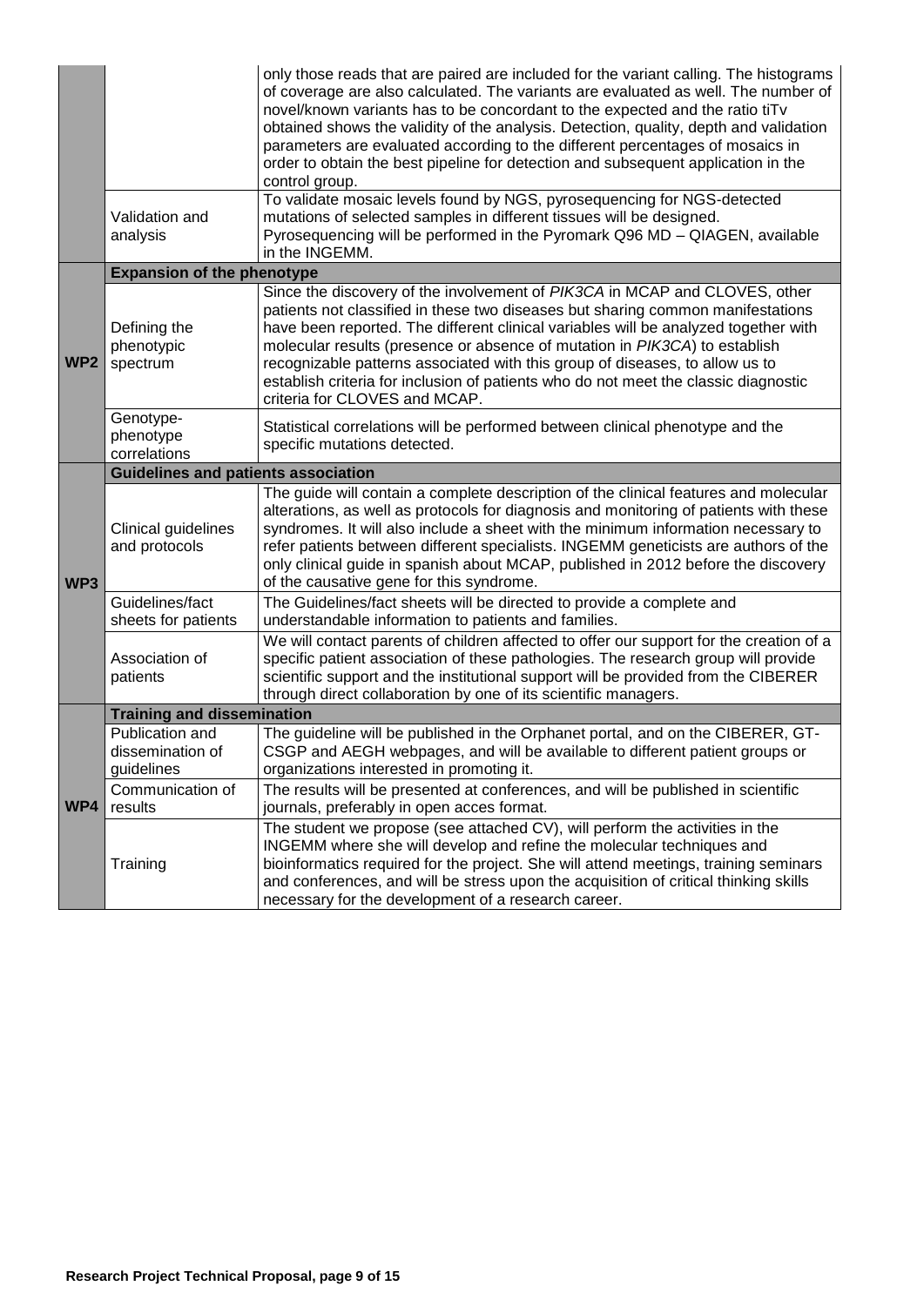| | | |
|---|---|---|
| | | only those reads that are paired are included for the variant calling. The histograms of coverage are also calculated. The variants are evaluated as well. The number of novel/known variants has to be concordant to the expected and the ratio tiTv obtained shows the validity of the analysis. Detection, quality, depth and validation parameters are evaluated according to the different percentages of mosaics in order to obtain the best pipeline for detection and subsequent application in the control group. |
| | Validation and analysis | To validate mosaic levels found by NGS, pyrosequencing for NGS-detected mutations of selected samples in different tissues will be designed. Pyrosequencing will be performed in the Pyromark Q96 MD – QIAGEN, available in the INGEMM. |
| **WP2** | **Expansion of the phenotype** | |
| | Defining the phenotypic spectrum | Since the discovery of the involvement of *PIK3CA* in MCAP and CLOVES, other patients not classified in these two diseases but sharing common manifestations have been reported. The different clinical variables will be analyzed together with molecular results (presence or absence of mutation in *PIK3CA*) to establish recognizable patterns associated with this group of diseases, to allow us to establish criteria for inclusion of patients who do not meet the classic diagnostic criteria for CLOVES and MCAP. |
| | Genotype-phenotype correlations | Statistical correlations will be performed between clinical phenotype and the specific mutations detected. |
| **WP3** | **Guidelines and patients association** | |
| | Clinical guidelines and protocols | The guide will contain a complete description of the clinical features and molecular alterations, as well as protocols for diagnosis and monitoring of patients with these syndromes. It will also include a sheet with the minimum information necessary to refer patients between different specialists. INGEMM geneticists are authors of the only clinical guide in spanish about MCAP, published in 2012 before the discovery of the causative gene for this syndrome. |
| | Guidelines/fact sheets for patients | The Guidelines/fact sheets will be directed to provide a complete and understandable information to patients and families. |
| | Association of patients | We will contact parents of children affected to offer our support for the creation of a specific patient association of these pathologies. The research group will provide scientific support and the institutional support will be provided from the CIBERER through direct collaboration by one of its scientific managers. |
| **WP4** | **Training and dissemination** | |
| | Publication and dissemination of guidelines | The guideline will be published in the Orphanet portal, and on the CIBERER, GT-CSGP and AEGH webpages, and will be available to different patient groups or organizations interested in promoting it. |
| | Communication of results | The results will be presented at conferences, and will be published in scientific journals, preferably in open acces format. |
| | Training | The student we propose (see attached CV), will perform the activities in the INGEMM where she will develop and refine the molecular techniques and bioinformatics required for the project. She will attend meetings, training seminars and conferences, and will be stress upon the acquisition of critical thinking skills necessary for the development of a research career. |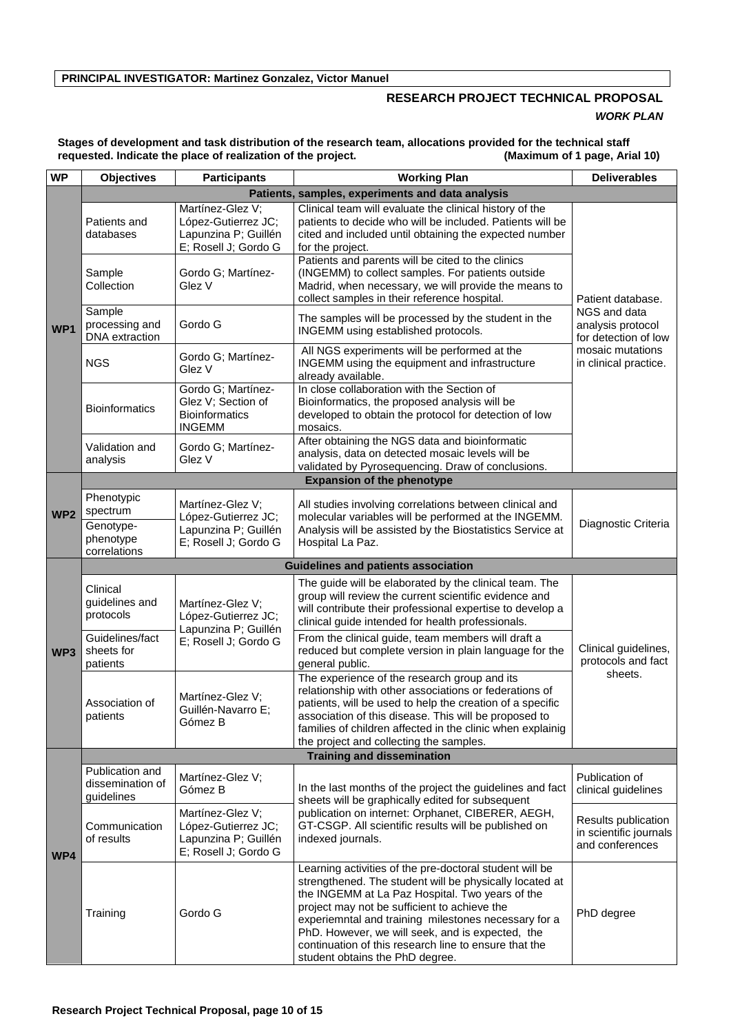**PRINCIPAL INVESTIGATOR: Martinez Gonzalez, Victor Manuel**

## RESEARCH PROJECT TECHNICAL PROPOSAL

***WORK PLAN***

**Stages of development and task distribution of the research team, allocations provided for the technical staff requested. Indicate the place of realization of the project. (Maximum of 1 page, Arial 10)**

| WP | Objectives | Participants | Working Plan | Deliverables |
|---|---|---|---|---|
| WP1 | **Patients, samples, experiments and data analysis** | | | |
| | Patients and databases | Martínez-Glez V; López-Gutierrez JC; Lapunzina P; Guillén E; Rosell J; Gordo G | Clinical team will evaluate the clinical history of the patients to decide who will be included. Patients will be cited and included until obtaining the expected number for the project. | Patient database. NGS and data analysis protocol for detection of low mosaic mutations in clinical practice. |
| | Sample Collection | Gordo G; Martínez-Glez V | Patients and parents will be cited to the clinics (INGEMM) to collect samples. For patients outside Madrid, when necessary, we will provide the means to collect samples in their reference hospital. | |
| | Sample processing and DNA extraction | Gordo G | The samples will be processed by the student in the INGEMM using established protocols. | |
| | NGS | Gordo G; Martínez-Glez V | All NGS experiments will be performed at the INGEMM using the equipment and infrastructure already available. | |
| | Bioinformatics | Gordo G; Martínez-Glez V; Section of Bioinformatics INGEMM | In close collaboration with the Section of Bioinformatics, the proposed analysis will be developed to obtain the protocol for detection of low mosaics. | |
| | Validation and analysis | Gordo G; Martínez-Glez V | After obtaining the NGS data and bioinformatic analysis, data on detected mosaic levels will be validated by Pyrosequencing. Draw of conclusions. | |
| WP2 | **Expansion of the phenotype** | | | |
| | Phenotypic spectrum | Martínez-Glez V; López-Gutierrez JC; Lapunzina P; Guillén E; Rosell J; Gordo G | All studies involving correlations between clinical and molecular variables will be performed at the INGEMM. Analysis will be assisted by the Biostatistics Service at Hospital La Paz. | Diagnostic Criteria |
| | Genotype-phenotype correlations | | | |
| WP3 | **Guidelines and patients association** | | | |
| | Clinical guidelines and protocols | Martínez-Glez V; López-Gutierrez JC; Lapunzina P; Guillén E; Rosell J; Gordo G | The guide will be elaborated by the clinical team. The group will review the current scientific evidence and will contribute their professional expertise to develop a clinical guide intended for health professionals. | Clinical guidelines, protocols and fact sheets. |
| | Guidelines/fact sheets for patients | | From the clinical guide, team members will draft a reduced but complete version in plain language for the general public. | |
| | Association of patients | Martínez-Glez V; Guillén-Navarro E; Gómez B | The experience of the research group and its relationship with other associations or federations of patients, will be used to help the creation of a specific association of this disease. This will be proposed to families of children affected in the clinic when explainig the project and collecting the samples. | |
| WP4 | **Training and dissemination** | | | |
| | Publication and dissemination of guidelines | Martínez-Glez V; Gómez B | In the last months of the project the guidelines and fact sheets will be graphically edited for subsequent publication on internet: Orphanet, CIBERER, AEGH, GT-CSGP. All scientific results will be published on indexed journals. | Publication of clinical guidelines |
| | Communication of results | Martínez-Glez V; López-Gutierrez JC; Lapunzina P; Guillén E; Rosell J; Gordo G | | Results publication in scientific journals and conferences |
| | Training | Gordo G | Learning activities of the pre-doctoral student will be strengthened. The student will be physically located at the INGEMM at La Paz Hospital. Two years of the project may not be sufficient to achieve the experiemntal and training milestones necessary for a PhD. However, we will seek, and is expected, the continuation of this research line to ensure that the student obtains the PhD degree. | PhD degree |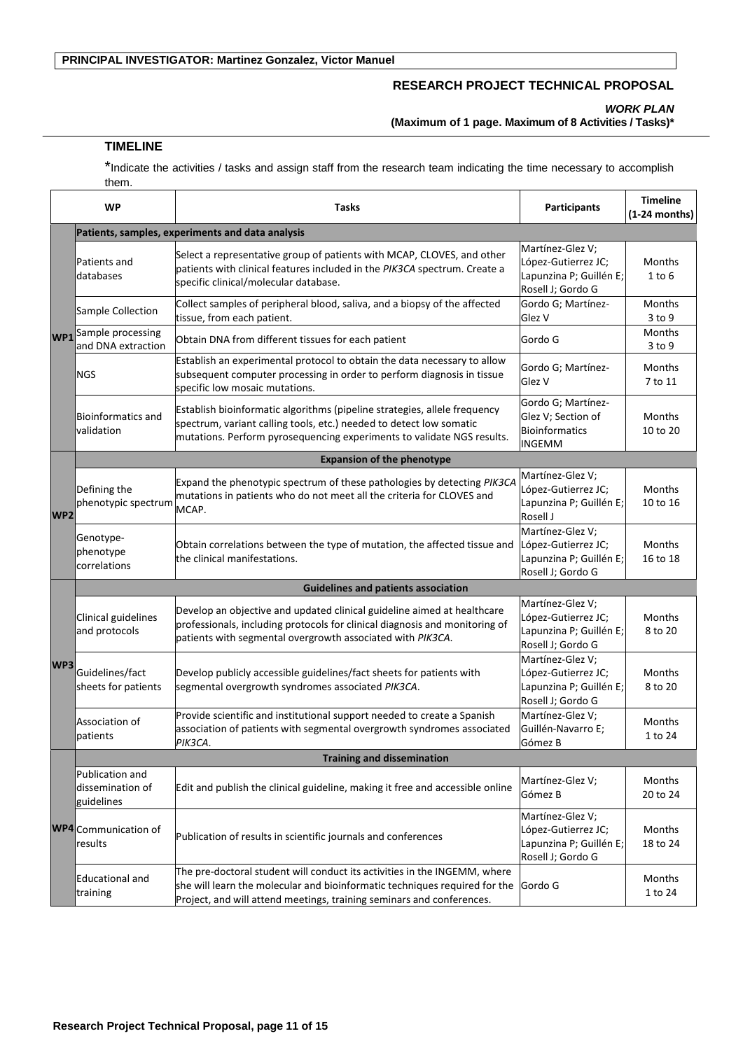**PRINCIPAL INVESTIGATOR: Martinez Gonzalez, Victor Manuel**

**RESEARCH PROJECT TECHNICAL PROPOSAL**

***WORK PLAN***

**(Maximum of 1 page. Maximum of 8 Activities / Tasks)***

### TIMELINE

*Indicate the activities / tasks and assign staff from the research team indicating the time necessary to accomplish them.

| WP | | Tasks | Participants | Timeline (1-24 months) |
|---|---|---|---|---|
| | **Patients, samples, experiments and data analysis** | | | |
| WP1 | Patients and databases | Select a representative group of patients with MCAP, CLOVES, and other patients with clinical features included in the *PIK3CA* spectrum. Create a specific clinical/molecular database. | Martínez-Glez V; López-Gutierrez JC; Lapunzina P; Guillén E; Rosell J; Gordo G | Months 1 to 6 |
| | Sample Collection | Collect samples of peripheral blood, saliva, and a biopsy of the affected tissue, from each patient. | Gordo G; Martínez-Glez V | Months 3 to 9 |
| | Sample processing and DNA extraction | Obtain DNA from different tissues for each patient | Gordo G | Months 3 to 9 |
| | NGS | Establish an experimental protocol to obtain the data necessary to allow subsequent computer processing in order to perform diagnosis in tissue specific low mosaic mutations. | Gordo G; Martínez-Glez V | Months 7 to 11 |
| | Bioinformatics and validation | Establish bioinformatic algorithms (pipeline strategies, allele frequency spectrum, variant calling tools, etc.) needed to detect low somatic mutations. Perform pyrosequencing experiments to validate NGS results. | Gordo G; Martínez-Glez V; Section of Bioinformatics INGEMM | Months 10 to 20 |
| | **Expansion of the phenotype** | | | |
| WP2 | Defining the phenotypic spectrum | Expand the phenotypic spectrum of these pathologies by detecting *PIK3CA* mutations in patients who do not meet all the criteria for CLOVES and MCAP. | Martínez-Glez V; López-Gutierrez JC; Lapunzina P; Guillén E; Rosell J | Months 10 to 16 |
| | Genotype-phenotype correlations | Obtain correlations between the type of mutation, the affected tissue and the clinical manifestations. | Martínez-Glez V; López-Gutierrez JC; Lapunzina P; Guillén E; Rosell J; Gordo G | Months 16 to 18 |
| | **Guidelines and patients association** | | | |
| WP3 | Clinical guidelines and protocols | Develop an objective and updated clinical guideline aimed at healthcare professionals, including protocols for clinical diagnosis and monitoring of patients with segmental overgrowth associated with *PIK3CA*. | Martínez-Glez V; López-Gutierrez JC; Lapunzina P; Guillén E; Rosell J; Gordo G | Months 8 to 20 |
| | Guidelines/fact sheets for patients | Develop publicly accessible guidelines/fact sheets for patients with segmental overgrowth syndromes associated *PIK3CA*. | Martínez-Glez V; López-Gutierrez JC; Lapunzina P; Guillén E; Rosell J; Gordo G | Months 8 to 20 |
| | Association of patients | Provide scientific and institutional support needed to create a Spanish association of patients with segmental overgrowth syndromes associated *PIK3CA*. | Martínez-Glez V; Guillén-Navarro E; Gómez B | Months 1 to 24 |
| | **Training and dissemination** | | | |
| WP4 | Publication and dissemination of guidelines | Edit and publish the clinical guideline, making it free and accessible online | Martínez-Glez V; Gómez B | Months 20 to 24 |
| | Communication of results | Publication of results in scientific journals and conferences | Martínez-Glez V; López-Gutierrez JC; Lapunzina P; Guillén E; Rosell J; Gordo G | Months 18 to 24 |
| | Educational and training | The pre-doctoral student will conduct its activities in the INGEMM, where she will learn the molecular and bioinformatic techniques required for the Project, and will attend meetings, training seminars and conferences. | Gordo G | Months 1 to 24 |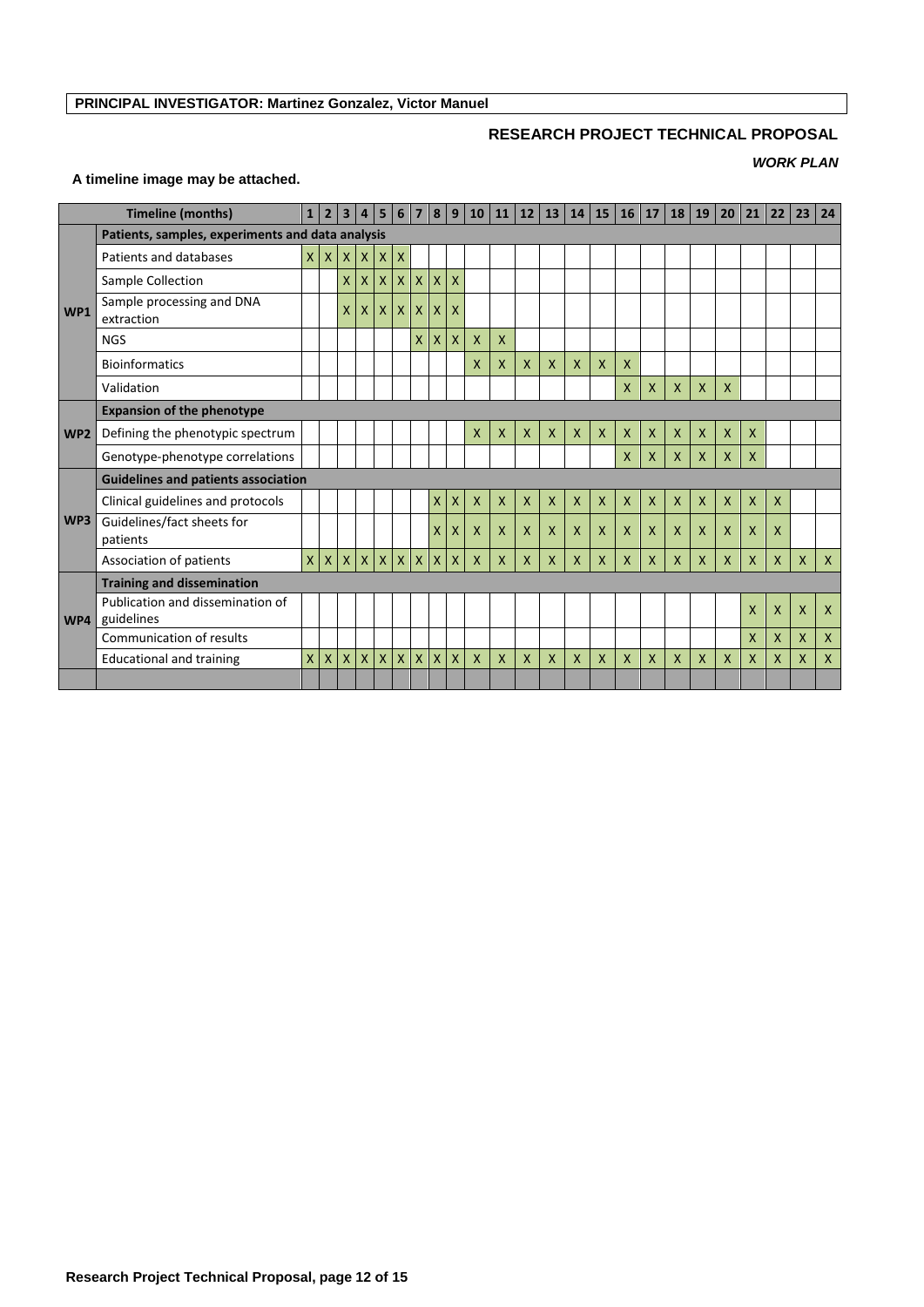**PRINCIPAL INVESTIGATOR: Martinez Gonzalez, Victor Manuel**

## RESEARCH PROJECT TECHNICAL PROPOSAL

***WORK PLAN***

**A timeline image may be attached.**

| | Timeline (months) | 1 | 2 | 3 | 4 | 5 | 6 | 7 | 8 | 9 | 10 | 11 | 12 | 13 | 14 | 15 | 16 | 17 | 18 | 19 | 20 | 21 | 22 | 23 | 24 |
|---|---|---|---|---|---|---|---|---|---|---|---|---|---|---|---|---|---|---|---|---|---|---|---|---|---|
| **WP1** | **Patients, samples, experiments and data analysis** | | | | | | | | | | | | | | | | | | | | | | | | |
| | Patients and databases | X | X | X | X | X | X | | | | | | | | | | | | | | | | | | |
| | Sample Collection | | | X | X | X | X | X | X | X | | | | | | | | | | | | | | | |
| | Sample processing and DNA extraction | | | X | X | X | X | X | X | X | | | | | | | | | | | | | | | |
| | NGS | | | | | | | X | X | X | X | X | | | | | | | | | | | | | |
| | Bioinformatics | | | | | | | | | | X | X | X | X | X | X | X | | | | | | | | |
| | Validation | | | | | | | | | | | | | | | | X | X | X | X | X | | | | |
| **WP2** | **Expansion of the phenotype** | | | | | | | | | | | | | | | | | | | | | | | | |
| | Defining the phenotypic spectrum | | | | | | | | | | X | X | X | X | X | X | X | X | X | X | X | X | | | |
| | Genotype-phenotype correlations | | | | | | | | | | | | | | | | X | X | X | X | X | X | | | |
| **WP3** | **Guidelines and patients association** | | | | | | | | | | | | | | | | | | | | | | | | |
| | Clinical guidelines and protocols | | | | | | | | X | X | X | X | X | X | X | X | X | X | X | X | X | X | X | | |
| | Guidelines/fact sheets for patients | | | | | | | | X | X | X | X | X | X | X | X | X | X | X | X | X | X | X | | |
| | Association of patients | X | X | X | X | X | X | X | X | X | X | X | X | X | X | X | X | X | X | X | X | X | X | X | X |
| **WP4** | **Training and dissemination** | | | | | | | | | | | | | | | | | | | | | | | | |
| | Publication and dissemination of guidelines | | | | | | | | | | | | | | | | | | | | | X | X | X | X |
| | Communication of results | | | | | | | | | | | | | | | | | | | | | X | X | X | X |
| | Educational and training | X | X | X | X | X | X | X | X | X | X | X | X | X | X | X | X | X | X | X | X | X | X | X | X |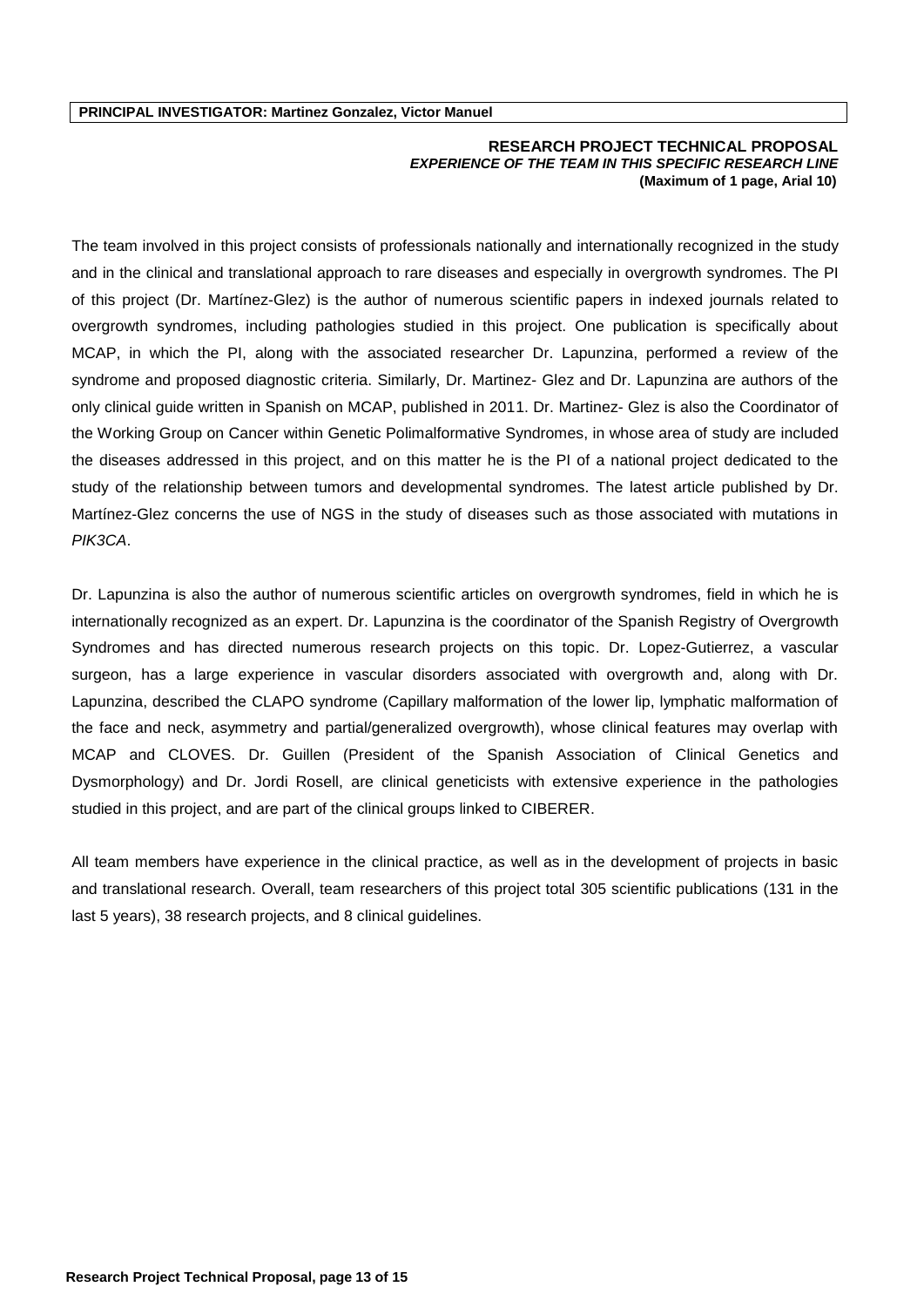**PRINCIPAL INVESTIGATOR: Martinez Gonzalez, Victor Manuel**

**RESEARCH PROJECT TECHNICAL PROPOSAL**
***EXPERIENCE OF THE TEAM IN THIS SPECIFIC RESEARCH LINE***
**(Maximum of 1 page, Arial 10)**

The team involved in this project consists of professionals nationally and internationally recognized in the study and in the clinical and translational approach to rare diseases and especially in overgrowth syndromes. The PI of this project (Dr. Martínez-Glez) is the author of numerous scientific papers in indexed journals related to overgrowth syndromes, including pathologies studied in this project. One publication is specifically about MCAP, in which the PI, along with the associated researcher Dr. Lapunzina, performed a review of the syndrome and proposed diagnostic criteria. Similarly, Dr. Martinez- Glez and Dr. Lapunzina are authors of the only clinical guide written in Spanish on MCAP, published in 2011. Dr. Martinez- Glez is also the Coordinator of the Working Group on Cancer within Genetic Polimalformative Syndromes, in whose area of study are included the diseases addressed in this project, and on this matter he is the PI of a national project dedicated to the study of the relationship between tumors and developmental syndromes. The latest article published by Dr. Martínez-Glez concerns the use of NGS in the study of diseases such as those associated with mutations in *PIK3CA*.

Dr. Lapunzina is also the author of numerous scientific articles on overgrowth syndromes, field in which he is internationally recognized as an expert. Dr. Lapunzina is the coordinator of the Spanish Registry of Overgrowth Syndromes and has directed numerous research projects on this topic. Dr. Lopez-Gutierrez, a vascular surgeon, has a large experience in vascular disorders associated with overgrowth and, along with Dr. Lapunzina, described the CLAPO syndrome (Capillary malformation of the lower lip, lymphatic malformation of the face and neck, asymmetry and partial/generalized overgrowth), whose clinical features may overlap with MCAP and CLOVES. Dr. Guillen (President of the Spanish Association of Clinical Genetics and Dysmorphology) and Dr. Jordi Rosell, are clinical geneticists with extensive experience in the pathologies studied in this project, and are part of the clinical groups linked to CIBERER.

All team members have experience in the clinical practice, as well as in the development of projects in basic and translational research. Overall, team researchers of this project total 305 scientific publications (131 in the last 5 years), 38 research projects, and 8 clinical guidelines.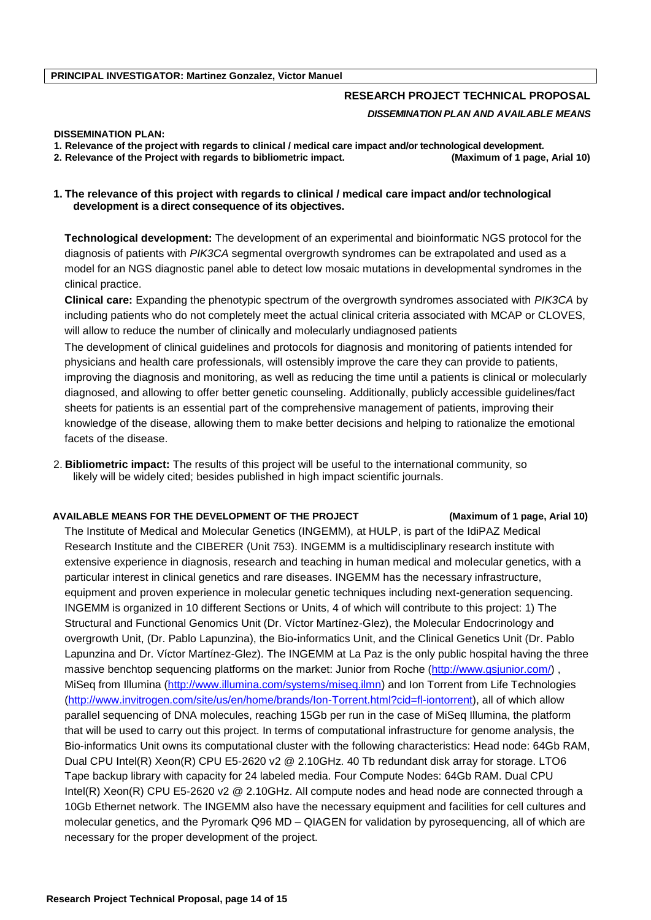**PRINCIPAL INVESTIGATOR: Martinez Gonzalez, Victor Manuel**

## RESEARCH PROJECT TECHNICAL PROPOSAL

***DISSEMINATION PLAN AND AVAILABLE MEANS***

**DISSEMINATION PLAN:**

**1. Relevance of the project with regards to clinical / medical care impact and/or technological development.**
**2. Relevance of the Project with regards to bibliometric impact.** **(Maximum of 1 page, Arial 10)**

**1. The relevance of this project with regards to clinical / medical care impact and/or technological development is a direct consequence of its objectives.**

**Technological development:** The development of an experimental and bioinformatic NGS protocol for the diagnosis of patients with *PIK3CA* segmental overgrowth syndromes can be extrapolated and used as a model for an NGS diagnostic panel able to detect low mosaic mutations in developmental syndromes in the clinical practice.

**Clinical care:** Expanding the phenotypic spectrum of the overgrowth syndromes associated with *PIK3CA* by including patients who do not completely meet the actual clinical criteria associated with MCAP or CLOVES, will allow to reduce the number of clinically and molecularly undiagnosed patients

The development of clinical guidelines and protocols for diagnosis and monitoring of patients intended for physicians and health care professionals, will ostensibly improve the care they can provide to patients, improving the diagnosis and monitoring, as well as reducing the time until a patients is clinical or molecularly diagnosed, and allowing to offer better genetic counseling. Additionally, publicly accessible guidelines/fact sheets for patients is an essential part of the comprehensive management of patients, improving their knowledge of the disease, allowing them to make better decisions and helping to rationalize the emotional facets of the disease.

2. **Bibliometric impact:** The results of this project will be useful to the international community, so likely will be widely cited; besides published in high impact scientific journals.

**AVAILABLE MEANS FOR THE DEVELOPMENT OF THE PROJECT** **(Maximum of 1 page, Arial 10)**

The Institute of Medical and Molecular Genetics (INGEMM), at HULP, is part of the IdiPAZ Medical Research Institute and the CIBERER (Unit 753). INGEMM is a multidisciplinary research institute with extensive experience in diagnosis, research and teaching in human medical and molecular genetics, with a particular interest in clinical genetics and rare diseases. INGEMM has the necessary infrastructure, equipment and proven experience in molecular genetic techniques including next-generation sequencing. INGEMM is organized in 10 different Sections or Units, 4 of which will contribute to this project: 1) The Structural and Functional Genomics Unit (Dr. Víctor Martínez-Glez), the Molecular Endocrinology and overgrowth Unit, (Dr. Pablo Lapunzina), the Bio-informatics Unit, and the Clinical Genetics Unit (Dr. Pablo Lapunzina and Dr. Víctor Martínez-Glez). The INGEMM at La Paz is the only public hospital having the three massive benchtop sequencing platforms on the market: Junior from Roche (http://www.gsjunior.com/) , MiSeq from Illumina (http://www.illumina.com/systems/miseq.ilmn) and Ion Torrent from Life Technologies (http://www.invitrogen.com/site/us/en/home/brands/Ion-Torrent.html?cid=fl-iontorrent), all of which allow parallel sequencing of DNA molecules, reaching 15Gb per run in the case of MiSeq Illumina, the platform that will be used to carry out this project. In terms of computational infrastructure for genome analysis, the Bio-informatics Unit owns its computational cluster with the following characteristics: Head node: 64Gb RAM, Dual CPU Intel(R) Xeon(R) CPU E5-2620 v2 @ 2.10GHz. 40 Tb redundant disk array for storage. LTO6 Tape backup library with capacity for 24 labeled media. Four Compute Nodes: 64Gb RAM. Dual CPU Intel(R) Xeon(R) CPU E5-2620 v2 @ 2.10GHz. All compute nodes and head node are connected through a 10Gb Ethernet network. The INGEMM also have the necessary equipment and facilities for cell cultures and molecular genetics, and the Pyromark Q96 MD – QIAGEN for validation by pyrosequencing, all of which are necessary for the proper development of the project.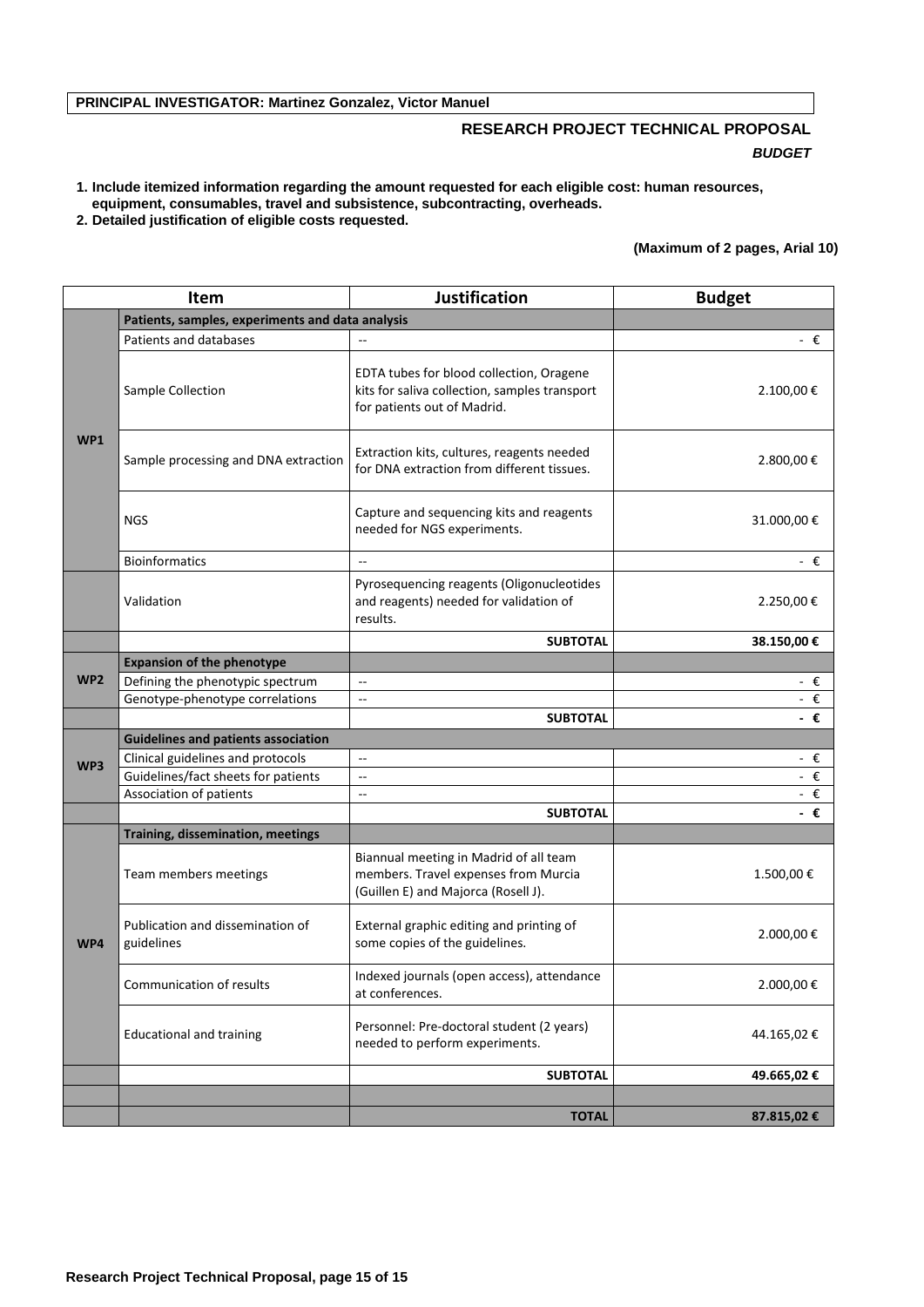**PRINCIPAL INVESTIGATOR: Martinez Gonzalez, Victor Manuel**

## RESEARCH PROJECT TECHNICAL PROPOSAL

***BUDGET***

**1. Include itemized information regarding the amount requested for each eligible cost: human resources, equipment, consumables, travel and subsistence, subcontracting, overheads.**
**2. Detailed justification of eligible costs requested.**

**(Maximum of 2 pages, Arial 10)**

| Item | | Justification | Budget |
|---|---|---|---|
| WP1 | **Patients, samples, experiments and data analysis** | | |
| | Patients and databases | -- | - € |
| | Sample Collection | EDTA tubes for blood collection, Oragene kits for saliva collection, samples transport for patients out of Madrid. | 2.100,00 € |
| | Sample processing and DNA extraction | Extraction kits, cultures, reagents needed for DNA extraction from different tissues. | 2.800,00 € |
| | NGS | Capture and sequencing kits and reagents needed for NGS experiments. | 31.000,00 € |
| | Bioinformatics | -- | - € |
| | Validation | Pyrosequencing reagents (Oligonucleotides and reagents) needed for validation of results. | 2.250,00 € |
| | | **SUBTOTAL** | **38.150,00 €** |
| WP2 | **Expansion of the phenotype** | | |
| | Defining the phenotypic spectrum | -- | - € |
| | Genotype-phenotype correlations | -- | - € |
| | | **SUBTOTAL** | **- €** |
| WP3 | **Guidelines and patients association** | | |
| | Clinical guidelines and protocols | -- | - € |
| | Guidelines/fact sheets for patients | -- | - € |
| | Association of patients | -- | - € |
| | | **SUBTOTAL** | **- €** |
| WP4 | **Training, dissemination, meetings** | | |
| | Team members meetings | Biannual meeting in Madrid of all team members. Travel expenses from Murcia (Guillen E) and Majorca (Rosell J). | 1.500,00 € |
| | Publication and dissemination of guidelines | External graphic editing and printing of some copies of the guidelines. | 2.000,00 € |
| | Communication of results | Indexed journals (open access), attendance at conferences. | 2.000,00 € |
| | Educational and training | Personnel: Pre-doctoral student (2 years) needed to perform experiments. | 44.165,02 € |
| | | **SUBTOTAL** | **49.665,02 €** |
| | | | |
| | | **TOTAL** | **87.815,02 €** |